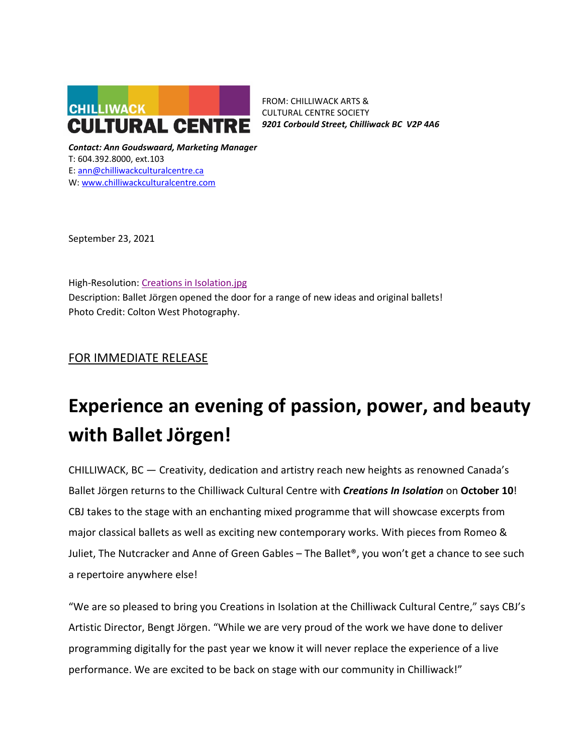CHILLIWACK CULTURAL CENTRE

FROM: CHILLIWACK ARTS & CULTURAL CENTRE SOCIETY
***9201 Corbould Street, Chilliwack BC V2P 4A6***

***Contact: Ann Goudswaard, Marketing Manager***
T: 604.392.8000, ext.103
E: ann@chilliwackculturalcentre.ca
W: www.chilliwackculturalcentre.com

September 23, 2021

High-Resolution: Creations in Isolation.jpg
Description: Ballet Jörgen opened the door for a range of new ideas and original ballets!
Photo Credit: Colton West Photography.

FOR IMMEDIATE RELEASE

# Experience an evening of passion, power, and beauty with Ballet Jörgen!

CHILLIWACK, BC — Creativity, dedication and artistry reach new heights as renowned Canada's Ballet Jörgen returns to the Chilliwack Cultural Centre with ***Creations In Isolation*** on **October 10**! CBJ takes to the stage with an enchanting mixed programme that will showcase excerpts from major classical ballets as well as exciting new contemporary works. With pieces from Romeo & Juliet, The Nutcracker and Anne of Green Gables – The Ballet®, you won't get a chance to see such a repertoire anywhere else!

"We are so pleased to bring you Creations in Isolation at the Chilliwack Cultural Centre," says CBJ's Artistic Director, Bengt Jörgen. "While we are very proud of the work we have done to deliver programming digitally for the past year we know it will never replace the experience of a live performance. We are excited to be back on stage with our community in Chilliwack!"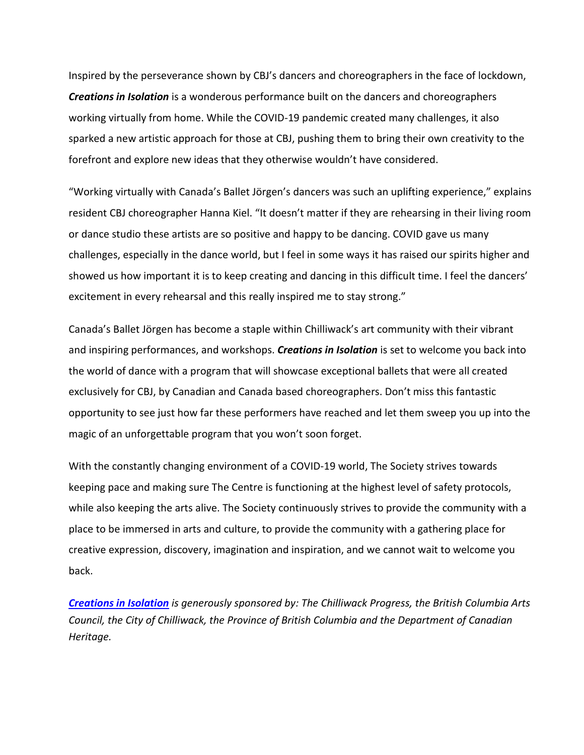Inspired by the perseverance shown by CBJ's dancers and choreographers in the face of lockdown, ***Creations in Isolation*** is a wonderous performance built on the dancers and choreographers working virtually from home. While the COVID-19 pandemic created many challenges, it also sparked a new artistic approach for those at CBJ, pushing them to bring their own creativity to the forefront and explore new ideas that they otherwise wouldn't have considered.

"Working virtually with Canada's Ballet Jörgen's dancers was such an uplifting experience," explains resident CBJ choreographer Hanna Kiel. "It doesn't matter if they are rehearsing in their living room or dance studio these artists are so positive and happy to be dancing. COVID gave us many challenges, especially in the dance world, but I feel in some ways it has raised our spirits higher and showed us how important it is to keep creating and dancing in this difficult time. I feel the dancers' excitement in every rehearsal and this really inspired me to stay strong."

Canada's Ballet Jörgen has become a staple within Chilliwack's art community with their vibrant and inspiring performances, and workshops. ***Creations in Isolation*** is set to welcome you back into the world of dance with a program that will showcase exceptional ballets that were all created exclusively for CBJ, by Canadian and Canada based choreographers. Don't miss this fantastic opportunity to see just how far these performers have reached and let them sweep you up into the magic of an unforgettable program that you won't soon forget.

With the constantly changing environment of a COVID-19 world, The Society strives towards keeping pace and making sure The Centre is functioning at the highest level of safety protocols, while also keeping the arts alive. The Society continuously strives to provide the community with a place to be immersed in arts and culture, to provide the community with a gathering place for creative expression, discovery, imagination and inspiration, and we cannot wait to welcome you back.

***Creations in Isolation*** *is generously sponsored by: The Chilliwack Progress, the British Columbia Arts Council, the City of Chilliwack, the Province of British Columbia and the Department of Canadian Heritage.*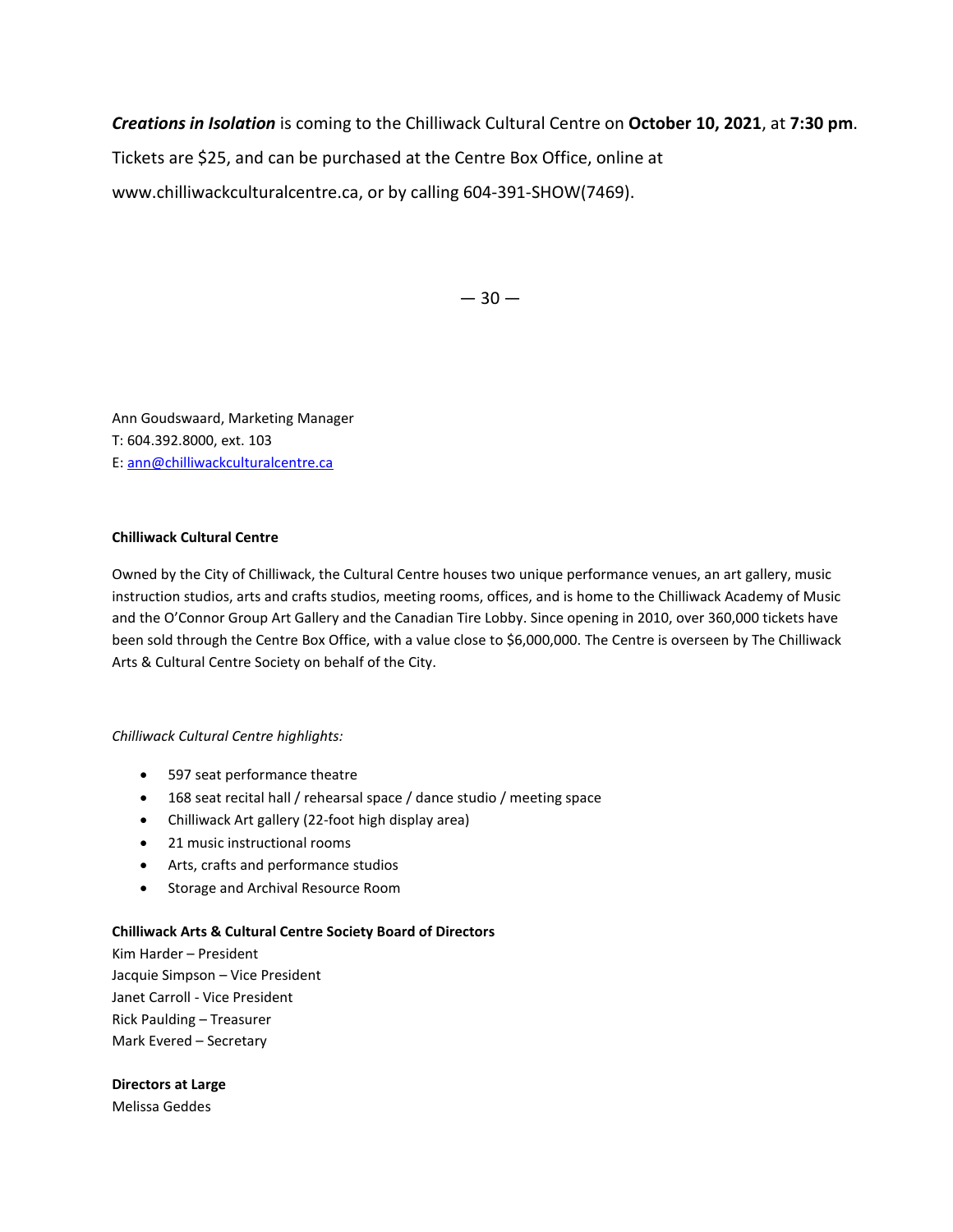***Creations in Isolation*** is coming to the Chilliwack Cultural Centre on **October 10, 2021**, at **7:30 pm**. Tickets are $25, and can be purchased at the Centre Box Office, online at www.chilliwackculturalcentre.ca, or by calling 604-391-SHOW(7469).

— 30 —

Ann Goudswaard, Marketing Manager
T: 604.392.8000, ext. 103
E: [ann@chilliwackculturalcentre.ca](mailto:ann@chilliwackculturalcentre.ca)

**Chilliwack Cultural Centre**

Owned by the City of Chilliwack, the Cultural Centre houses two unique performance venues, an art gallery, music instruction studios, arts and crafts studios, meeting rooms, offices, and is home to the Chilliwack Academy of Music and the O'Connor Group Art Gallery and the Canadian Tire Lobby. Since opening in 2010, over 360,000 tickets have been sold through the Centre Box Office, with a value close to $6,000,000. The Centre is overseen by The Chilliwack Arts & Cultural Centre Society on behalf of the City.

*Chilliwack Cultural Centre highlights:*

- 597 seat performance theatre
- 168 seat recital hall / rehearsal space / dance studio / meeting space
- Chilliwack Art gallery (22-foot high display area)
- 21 music instructional rooms
- Arts, crafts and performance studios
- Storage and Archival Resource Room

**Chilliwack Arts & Cultural Centre Society Board of Directors**
Kim Harder – President
Jacquie Simpson – Vice President
Janet Carroll - Vice President
Rick Paulding – Treasurer
Mark Evered – Secretary

**Directors at Large**
Melissa Geddes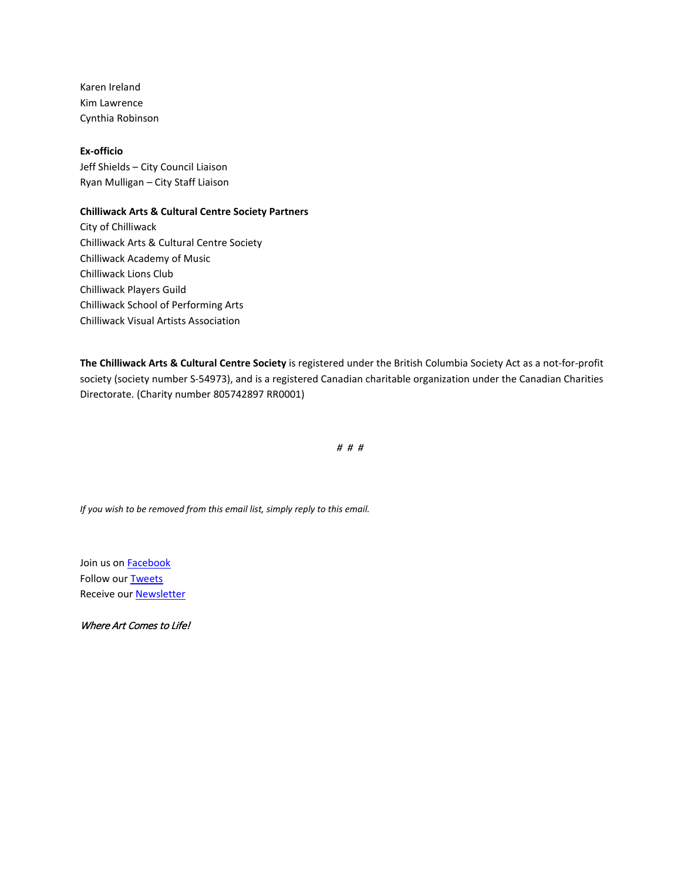Karen Ireland
Kim Lawrence
Cynthia Robinson

**Ex-officio**
Jeff Shields – City Council Liaison
Ryan Mulligan – City Staff Liaison

**Chilliwack Arts & Cultural Centre Society Partners**
City of Chilliwack
Chilliwack Arts & Cultural Centre Society
Chilliwack Academy of Music
Chilliwack Lions Club
Chilliwack Players Guild
Chilliwack School of Performing Arts
Chilliwack Visual Artists Association

**The Chilliwack Arts & Cultural Centre Society** is registered under the British Columbia Society Act as a not-for-profit society (society number S-54973), and is a registered Canadian charitable organization under the Canadian Charities Directorate. (Charity number 805742897 RR0001)

# # #

*If you wish to be removed from this email list, simply reply to this email.*

Join us on Facebook
Follow our Tweets
Receive our Newsletter

*Where Art Comes to Life!*